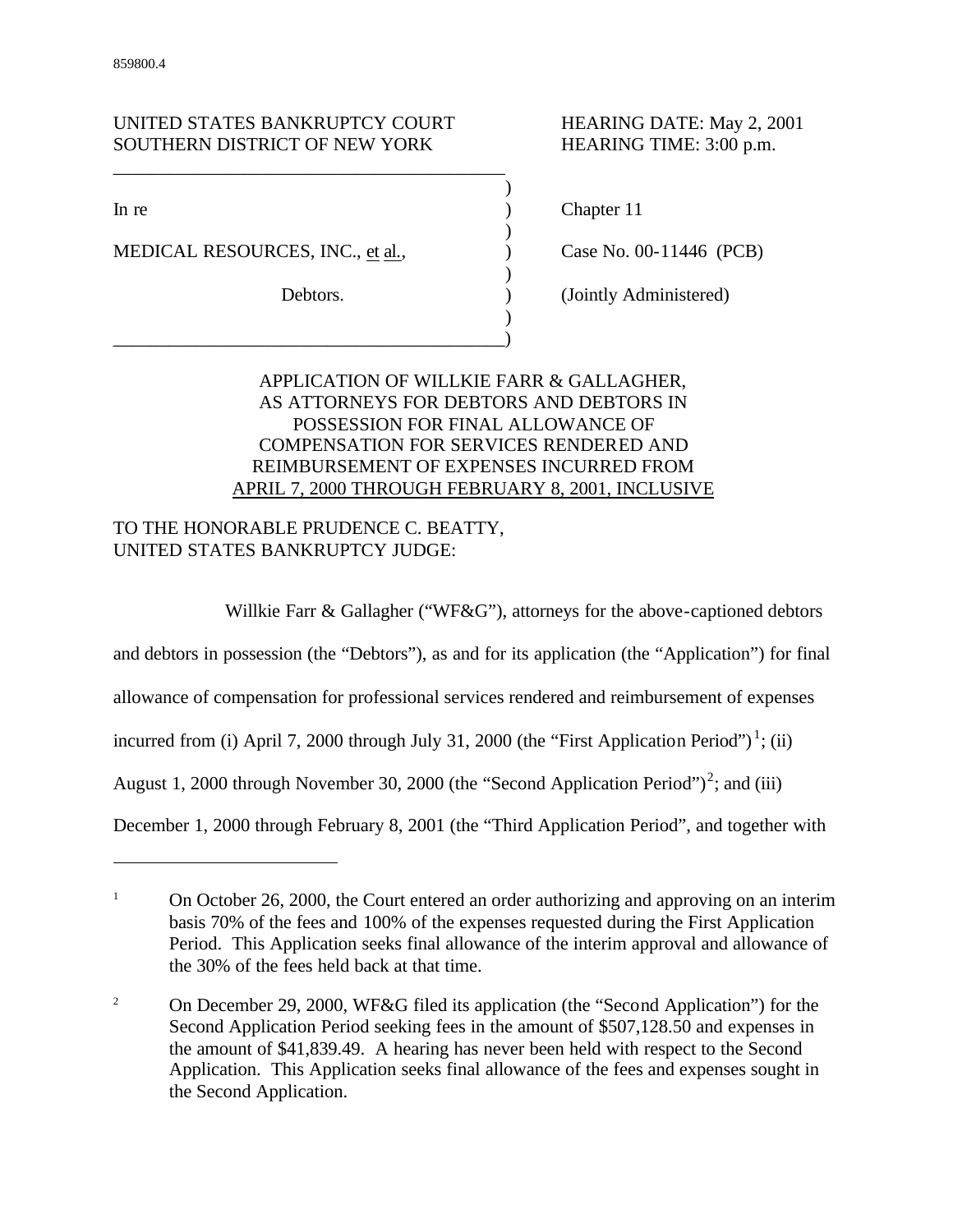859800.4

UNITED STATES BANKRUPTCY COURT
SOUTHERN DISTRICT OF NEW YORK

HEARING DATE: May 2, 2001
HEARING TIME: 3:00 p.m.

| | |
|---|---|
| In re | Chapter 11 |
| MEDICAL RESOURCES, INC., et al., | Case No. 00-11446 (PCB) |
| Debtors. | (Jointly Administered) |

APPLICATION OF WILLKIE FARR & GALLAGHER, AS ATTORNEYS FOR DEBTORS AND DEBTORS IN POSSESSION FOR FINAL ALLOWANCE OF COMPENSATION FOR SERVICES RENDERED AND REIMBURSEMENT OF EXPENSES INCURRED FROM APRIL 7, 2000 THROUGH FEBRUARY 8, 2001, INCLUSIVE

TO THE HONORABLE PRUDENCE C. BEATTY,
UNITED STATES BANKRUPTCY JUDGE:

Willkie Farr & Gallagher ("WF&G"), attorneys for the above-captioned debtors and debtors in possession (the "Debtors"), as and for its application (the "Application") for final allowance of compensation for professional services rendered and reimbursement of expenses incurred from (i) April 7, 2000 through July 31, 2000 (the "First Application Period")[1]; (ii) August 1, 2000 through November 30, 2000 (the "Second Application Period")[2]; and (iii) December 1, 2000 through February 8, 2001 (the "Third Application Period", and together with

---

[1] On October 26, 2000, the Court entered an order authorizing and approving on an interim basis 70% of the fees and 100% of the expenses requested during the First Application Period. This Application seeks final allowance of the interim approval and allowance of the 30% of the fees held back at that time.

[2] On December 29, 2000, WF&G filed its application (the "Second Application") for the Second Application Period seeking fees in the amount of $507,128.50 and expenses in the amount of $41,839.49. A hearing has never been held with respect to the Second Application. This Application seeks final allowance of the fees and expenses sought in the Second Application.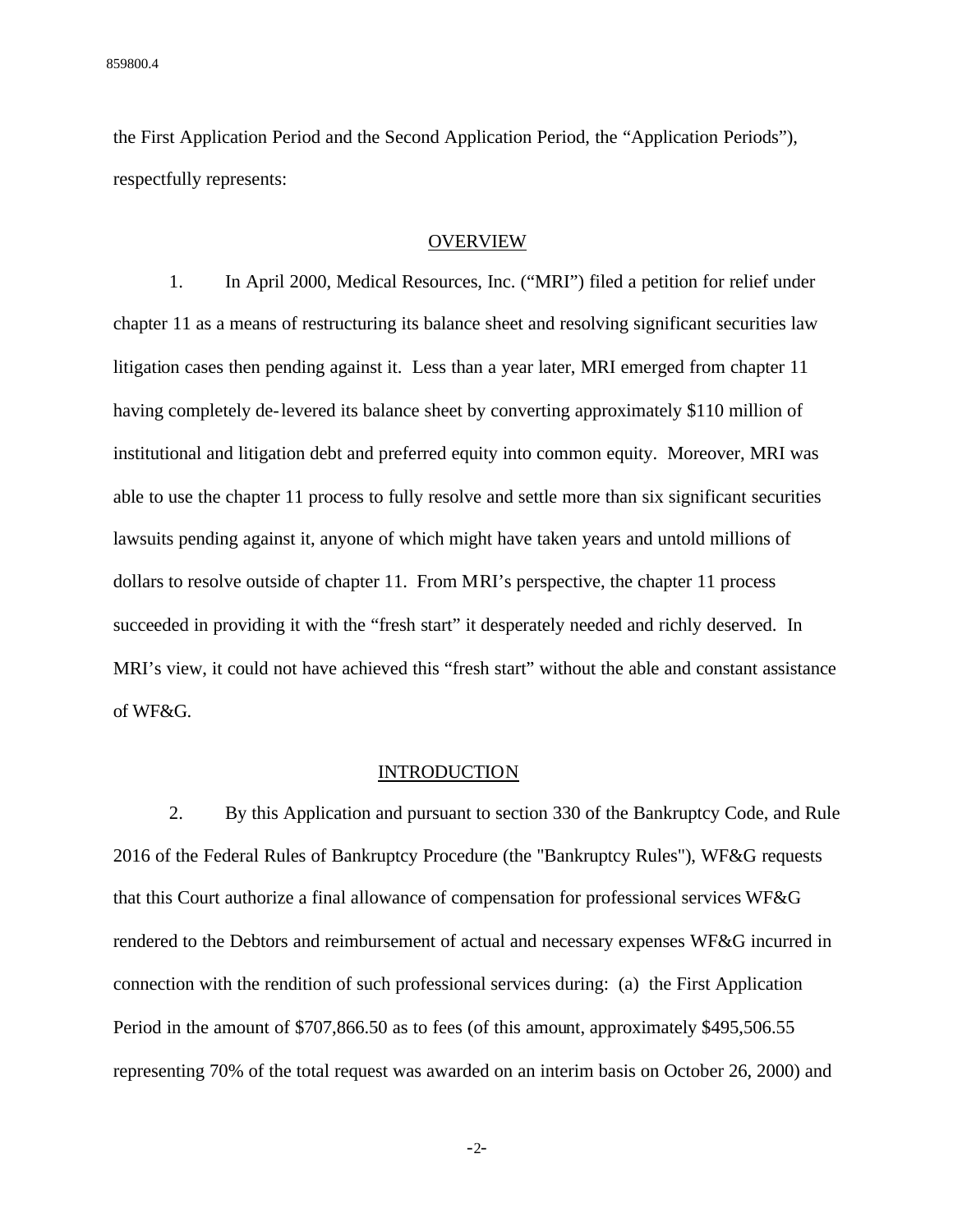the First Application Period and the Second Application Period, the “Application Periods”), respectfully represents:

## OVERVIEW

1. In April 2000, Medical Resources, Inc. (“MRI”) filed a petition for relief under chapter 11 as a means of restructuring its balance sheet and resolving significant securities law litigation cases then pending against it. Less than a year later, MRI emerged from chapter 11 having completely de-levered its balance sheet by converting approximately $110 million of institutional and litigation debt and preferred equity into common equity. Moreover, MRI was able to use the chapter 11 process to fully resolve and settle more than six significant securities lawsuits pending against it, anyone of which might have taken years and untold millions of dollars to resolve outside of chapter 11. From MRI’s perspective, the chapter 11 process succeeded in providing it with the “fresh start” it desperately needed and richly deserved. In MRI’s view, it could not have achieved this “fresh start” without the able and constant assistance of WF&G.

## INTRODUCTION

2. By this Application and pursuant to section 330 of the Bankruptcy Code, and Rule 2016 of the Federal Rules of Bankruptcy Procedure (the "Bankruptcy Rules"), WF&G requests that this Court authorize a final allowance of compensation for professional services WF&G rendered to the Debtors and reimbursement of actual and necessary expenses WF&G incurred in connection with the rendition of such professional services during: (a) the First Application Period in the amount of $707,866.50 as to fees (of this amount, approximately $495,506.55 representing 70% of the total request was awarded on an interim basis on October 26, 2000) and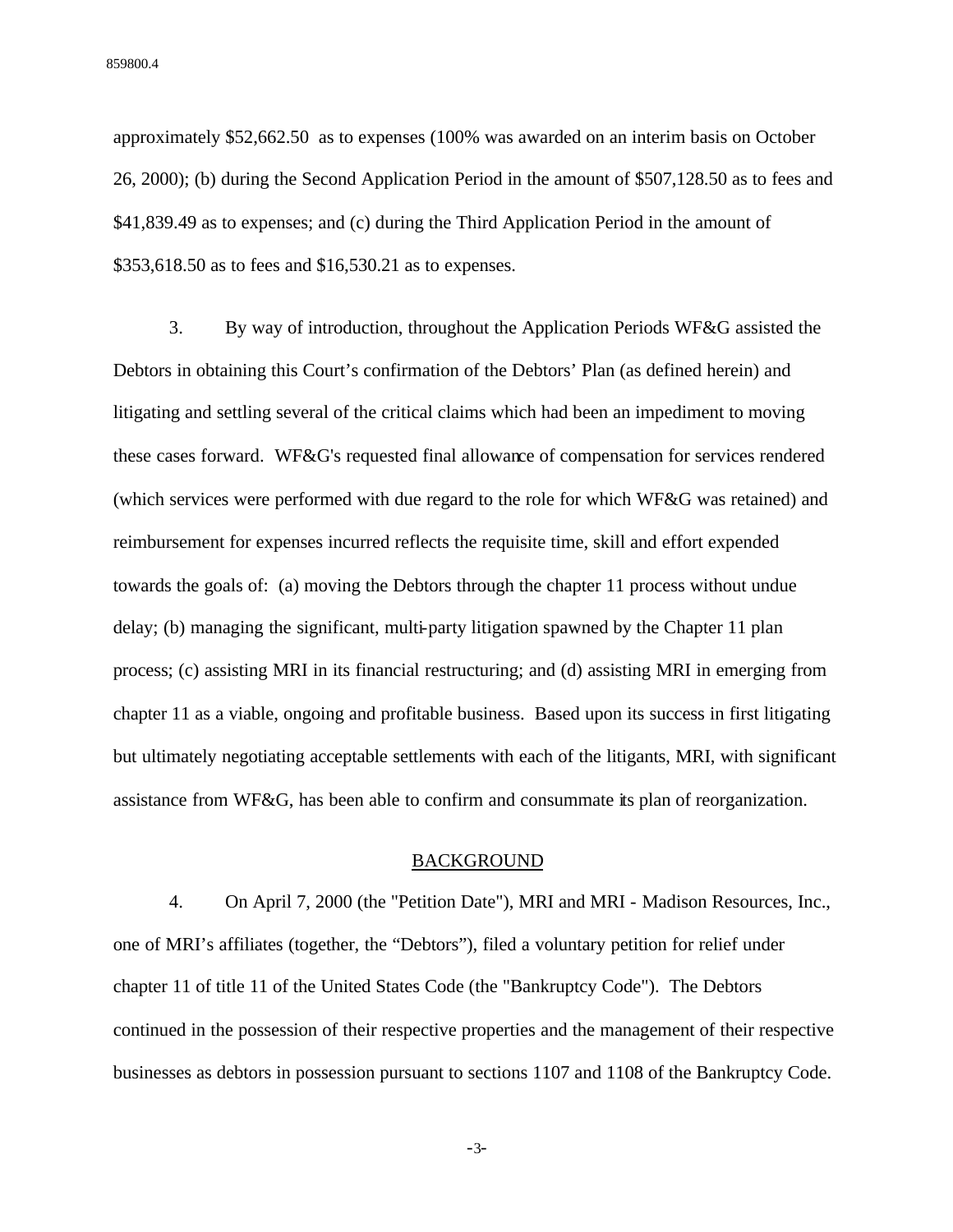approximately $52,662.50 as to expenses (100% was awarded on an interim basis on October 26, 2000); (b) during the Second Application Period in the amount of $507,128.50 as to fees and $41,839.49 as to expenses; and (c) during the Third Application Period in the amount of $353,618.50 as to fees and $16,530.21 as to expenses.

3. By way of introduction, throughout the Application Periods WF&G assisted the Debtors in obtaining this Court's confirmation of the Debtors' Plan (as defined herein) and litigating and settling several of the critical claims which had been an impediment to moving these cases forward. WF&G's requested final allowance of compensation for services rendered (which services were performed with due regard to the role for which WF&G was retained) and reimbursement for expenses incurred reflects the requisite time, skill and effort expended towards the goals of: (a) moving the Debtors through the chapter 11 process without undue delay; (b) managing the significant, multi-party litigation spawned by the Chapter 11 plan process; (c) assisting MRI in its financial restructuring; and (d) assisting MRI in emerging from chapter 11 as a viable, ongoing and profitable business. Based upon its success in first litigating but ultimately negotiating acceptable settlements with each of the litigants, MRI, with significant assistance from WF&G, has been able to confirm and consummate its plan of reorganization.

## BACKGROUND

4. On April 7, 2000 (the "Petition Date"), MRI and MRI - Madison Resources, Inc., one of MRI's affiliates (together, the "Debtors"), filed a voluntary petition for relief under chapter 11 of title 11 of the United States Code (the "Bankruptcy Code"). The Debtors continued in the possession of their respective properties and the management of their respective businesses as debtors in possession pursuant to sections 1107 and 1108 of the Bankruptcy Code.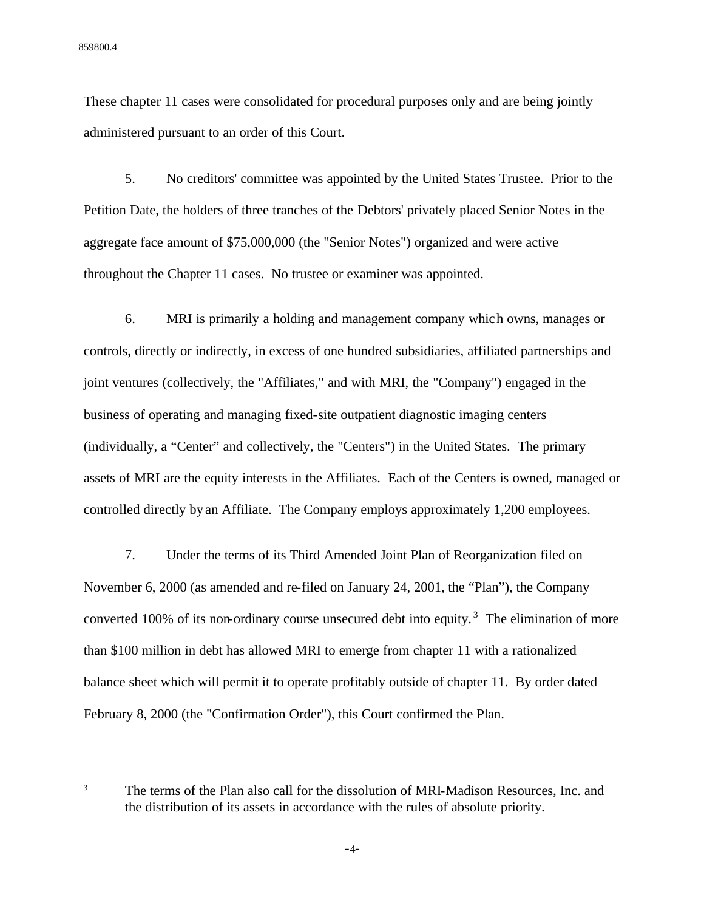These chapter 11 cases were consolidated for procedural purposes only and are being jointly administered pursuant to an order of this Court.

5. No creditors' committee was appointed by the United States Trustee. Prior to the Petition Date, the holders of three tranches of the Debtors' privately placed Senior Notes in the aggregate face amount of $75,000,000 (the "Senior Notes") organized and were active throughout the Chapter 11 cases. No trustee or examiner was appointed.

6. MRI is primarily a holding and management company which owns, manages or controls, directly or indirectly, in excess of one hundred subsidiaries, affiliated partnerships and joint ventures (collectively, the "Affiliates," and with MRI, the "Company") engaged in the business of operating and managing fixed-site outpatient diagnostic imaging centers (individually, a "Center" and collectively, the "Centers") in the United States. The primary assets of MRI are the equity interests in the Affiliates. Each of the Centers is owned, managed or controlled directly by an Affiliate. The Company employs approximately 1,200 employees.

7. Under the terms of its Third Amended Joint Plan of Reorganization filed on November 6, 2000 (as amended and re-filed on January 24, 2001, the "Plan"), the Company converted 100% of its non-ordinary course unsecured debt into equity.[3] The elimination of more than $100 million in debt has allowed MRI to emerge from chapter 11 with a rationalized balance sheet which will permit it to operate profitably outside of chapter 11. By order dated February 8, 2000 (the "Confirmation Order"), this Court confirmed the Plan.

---

[3] The terms of the Plan also call for the dissolution of MRI-Madison Resources, Inc. and the distribution of its assets in accordance with the rules of absolute priority.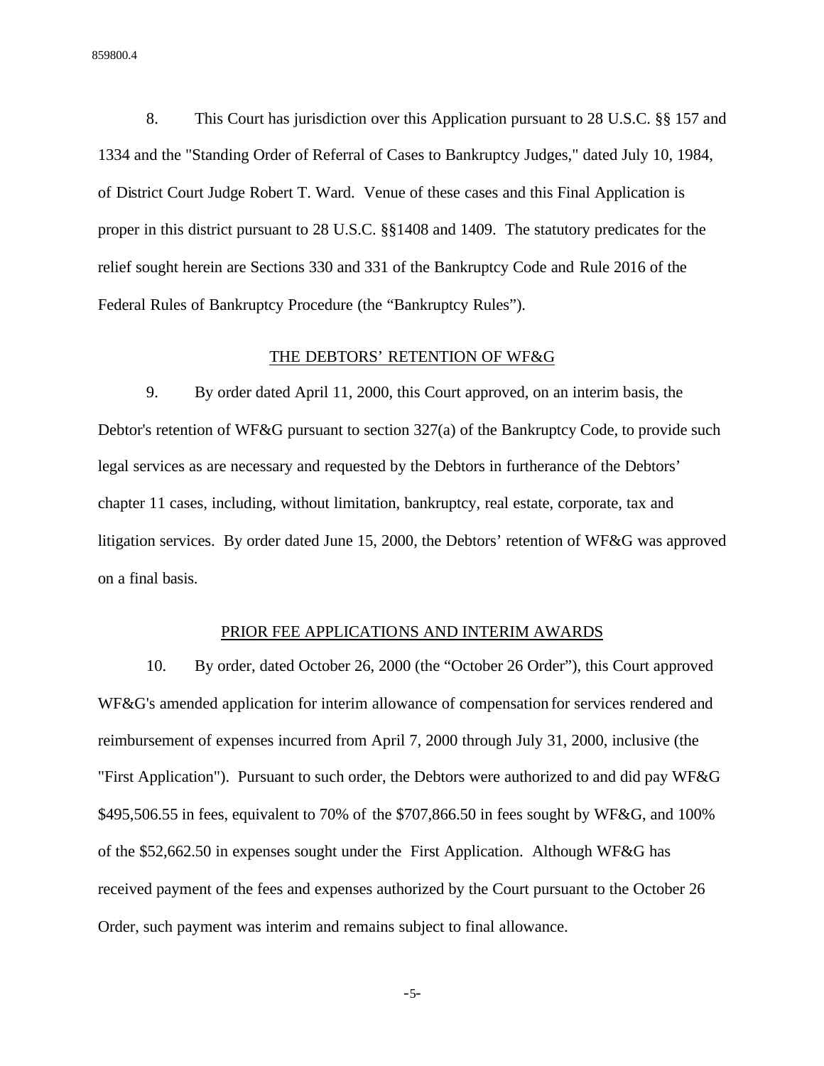8. This Court has jurisdiction over this Application pursuant to 28 U.S.C. §§ 157 and 1334 and the "Standing Order of Referral of Cases to Bankruptcy Judges," dated July 10, 1984, of District Court Judge Robert T. Ward. Venue of these cases and this Final Application is proper in this district pursuant to 28 U.S.C. §§1408 and 1409. The statutory predicates for the relief sought herein are Sections 330 and 331 of the Bankruptcy Code and Rule 2016 of the Federal Rules of Bankruptcy Procedure (the "Bankruptcy Rules").

## THE DEBTORS' RETENTION OF WF&G

9. By order dated April 11, 2000, this Court approved, on an interim basis, the Debtor's retention of WF&G pursuant to section 327(a) of the Bankruptcy Code, to provide such legal services as are necessary and requested by the Debtors in furtherance of the Debtors' chapter 11 cases, including, without limitation, bankruptcy, real estate, corporate, tax and litigation services. By order dated June 15, 2000, the Debtors' retention of WF&G was approved on a final basis.

## PRIOR FEE APPLICATIONS AND INTERIM AWARDS

10. By order, dated October 26, 2000 (the "October 26 Order"), this Court approved WF&G's amended application for interim allowance of compensation for services rendered and reimbursement of expenses incurred from April 7, 2000 through July 31, 2000, inclusive (the "First Application"). Pursuant to such order, the Debtors were authorized to and did pay WF&G $495,506.55 in fees, equivalent to 70% of the $707,866.50 in fees sought by WF&G, and 100% of the $52,662.50 in expenses sought under the First Application. Although WF&G has received payment of the fees and expenses authorized by the Court pursuant to the October 26 Order, such payment was interim and remains subject to final allowance.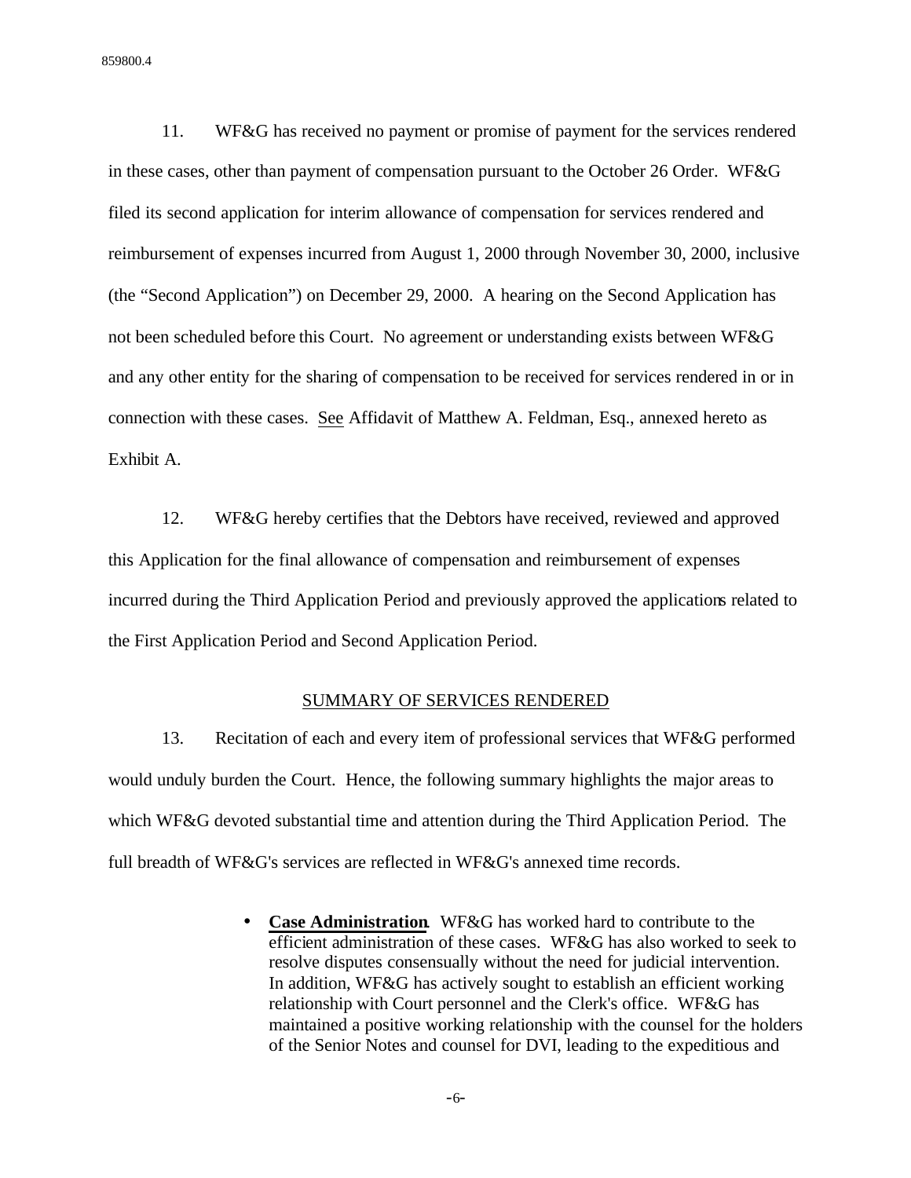11. WF&G has received no payment or promise of payment for the services rendered in these cases, other than payment of compensation pursuant to the October 26 Order. WF&G filed its second application for interim allowance of compensation for services rendered and reimbursement of expenses incurred from August 1, 2000 through November 30, 2000, inclusive (the "Second Application") on December 29, 2000. A hearing on the Second Application has not been scheduled before this Court. No agreement or understanding exists between WF&G and any other entity for the sharing of compensation to be received for services rendered in or in connection with these cases. See Affidavit of Matthew A. Feldman, Esq., annexed hereto as Exhibit A.

12. WF&G hereby certifies that the Debtors have received, reviewed and approved this Application for the final allowance of compensation and reimbursement of expenses incurred during the Third Application Period and previously approved the applications related to the First Application Period and Second Application Period.

## SUMMARY OF SERVICES RENDERED

13. Recitation of each and every item of professional services that WF&G performed would unduly burden the Court. Hence, the following summary highlights the major areas to which WF&G devoted substantial time and attention during the Third Application Period. The full breadth of WF&G's services are reflected in WF&G's annexed time records.

- **Case Administration**. WF&G has worked hard to contribute to the efficient administration of these cases. WF&G has also worked to seek to resolve disputes consensually without the need for judicial intervention. In addition, WF&G has actively sought to establish an efficient working relationship with Court personnel and the Clerk's office. WF&G has maintained a positive working relationship with the counsel for the holders of the Senior Notes and counsel for DVI, leading to the expeditious and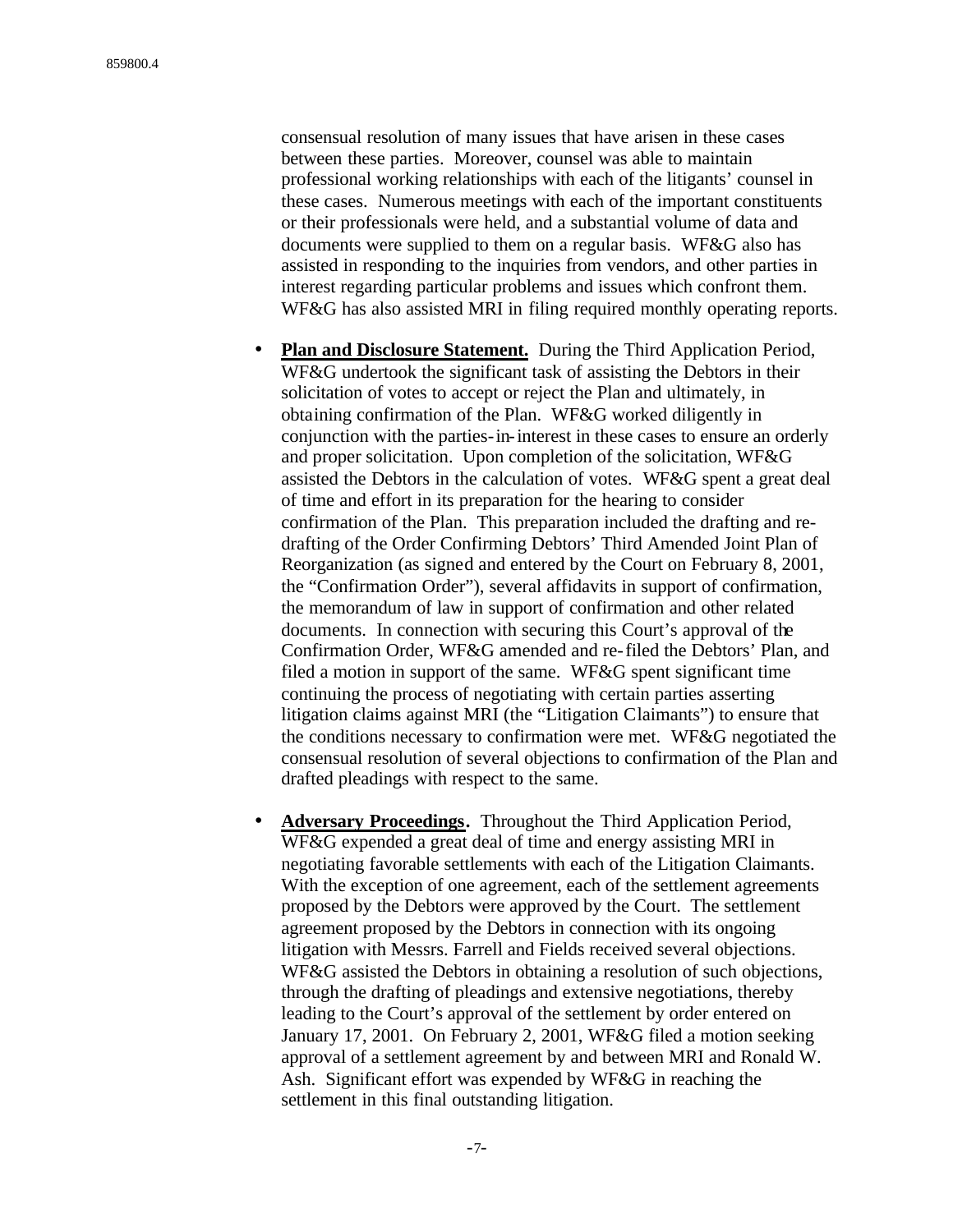consensual resolution of many issues that have arisen in these cases between these parties. Moreover, counsel was able to maintain professional working relationships with each of the litigants' counsel in these cases. Numerous meetings with each of the important constituents or their professionals were held, and a substantial volume of data and documents were supplied to them on a regular basis. WF&G also has assisted in responding to the inquiries from vendors, and other parties in interest regarding particular problems and issues which confront them. WF&G has also assisted MRI in filing required monthly operating reports.

- **Plan and Disclosure Statement.** During the Third Application Period, WF&G undertook the significant task of assisting the Debtors in their solicitation of votes to accept or reject the Plan and ultimately, in obtaining confirmation of the Plan. WF&G worked diligently in conjunction with the parties-in-interest in these cases to ensure an orderly and proper solicitation. Upon completion of the solicitation, WF&G assisted the Debtors in the calculation of votes. WF&G spent a great deal of time and effort in its preparation for the hearing to consider confirmation of the Plan. This preparation included the drafting and re-drafting of the Order Confirming Debtors' Third Amended Joint Plan of Reorganization (as signed and entered by the Court on February 8, 2001, the "Confirmation Order"), several affidavits in support of confirmation, the memorandum of law in support of confirmation and other related documents. In connection with securing this Court's approval of the Confirmation Order, WF&G amended and re-filed the Debtors' Plan, and filed a motion in support of the same. WF&G spent significant time continuing the process of negotiating with certain parties asserting litigation claims against MRI (the "Litigation Claimants") to ensure that the conditions necessary to confirmation were met. WF&G negotiated the consensual resolution of several objections to confirmation of the Plan and drafted pleadings with respect to the same.

- **Adversary Proceedings.** Throughout the Third Application Period, WF&G expended a great deal of time and energy assisting MRI in negotiating favorable settlements with each of the Litigation Claimants. With the exception of one agreement, each of the settlement agreements proposed by the Debtors were approved by the Court. The settlement agreement proposed by the Debtors in connection with its ongoing litigation with Messrs. Farrell and Fields received several objections. WF&G assisted the Debtors in obtaining a resolution of such objections, through the drafting of pleadings and extensive negotiations, thereby leading to the Court's approval of the settlement by order entered on January 17, 2001. On February 2, 2001, WF&G filed a motion seeking approval of a settlement agreement by and between MRI and Ronald W. Ash. Significant effort was expended by WF&G in reaching the settlement in this final outstanding litigation.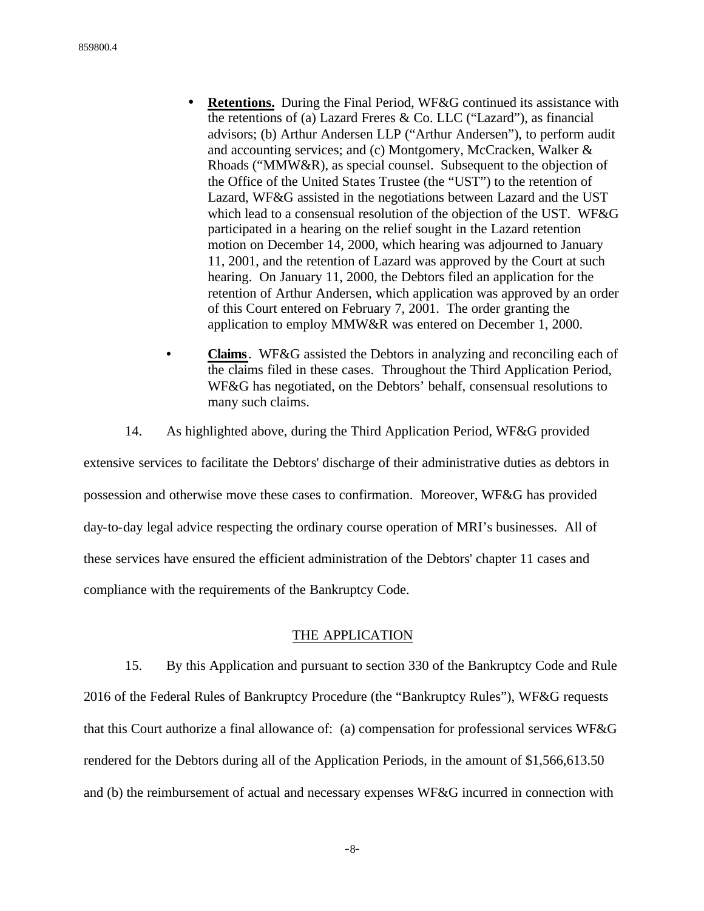- **Retentions.** During the Final Period, WF&G continued its assistance with the retentions of (a) Lazard Freres & Co. LLC ("Lazard"), as financial advisors; (b) Arthur Andersen LLP ("Arthur Andersen"), to perform audit and accounting services; and (c) Montgomery, McCracken, Walker & Rhoads ("MMW&R), as special counsel. Subsequent to the objection of the Office of the United States Trustee (the "UST") to the retention of Lazard, WF&G assisted in the negotiations between Lazard and the UST which lead to a consensual resolution of the objection of the UST. WF&G participated in a hearing on the relief sought in the Lazard retention motion on December 14, 2000, which hearing was adjourned to January 11, 2001, and the retention of Lazard was approved by the Court at such hearing. On January 11, 2000, the Debtors filed an application for the retention of Arthur Andersen, which application was approved by an order of this Court entered on February 7, 2001. The order granting the application to employ MMW&R was entered on December 1, 2000.

- **Claims**. WF&G assisted the Debtors in analyzing and reconciling each of the claims filed in these cases. Throughout the Third Application Period, WF&G has negotiated, on the Debtors' behalf, consensual resolutions to many such claims.

14. As highlighted above, during the Third Application Period, WF&G provided extensive services to facilitate the Debtors' discharge of their administrative duties as debtors in possession and otherwise move these cases to confirmation. Moreover, WF&G has provided day-to-day legal advice respecting the ordinary course operation of MRI's businesses. All of these services have ensured the efficient administration of the Debtors' chapter 11 cases and compliance with the requirements of the Bankruptcy Code.

## THE APPLICATION

15. By this Application and pursuant to section 330 of the Bankruptcy Code and Rule 2016 of the Federal Rules of Bankruptcy Procedure (the "Bankruptcy Rules"), WF&G requests that this Court authorize a final allowance of: (a) compensation for professional services WF&G rendered for the Debtors during all of the Application Periods, in the amount of $1,566,613.50 and (b) the reimbursement of actual and necessary expenses WF&G incurred in connection with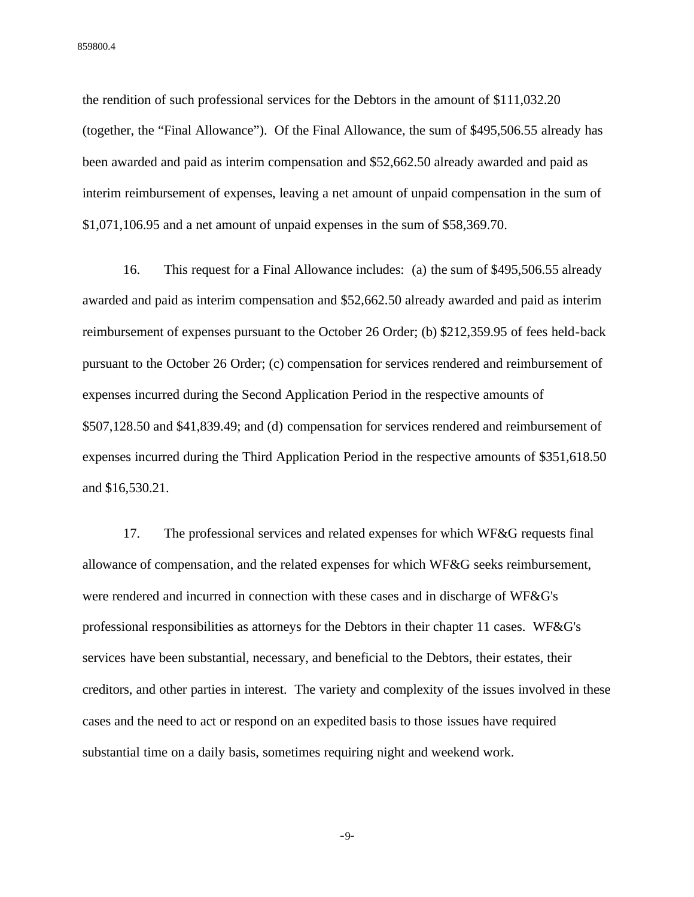the rendition of such professional services for the Debtors in the amount of $111,032.20 (together, the "Final Allowance"). Of the Final Allowance, the sum of $495,506.55 already has been awarded and paid as interim compensation and $52,662.50 already awarded and paid as interim reimbursement of expenses, leaving a net amount of unpaid compensation in the sum of $1,071,106.95 and a net amount of unpaid expenses in the sum of $58,369.70.

16. This request for a Final Allowance includes: (a) the sum of $495,506.55 already awarded and paid as interim compensation and $52,662.50 already awarded and paid as interim reimbursement of expenses pursuant to the October 26 Order; (b) $212,359.95 of fees held-back pursuant to the October 26 Order; (c) compensation for services rendered and reimbursement of expenses incurred during the Second Application Period in the respective amounts of $507,128.50 and $41,839.49; and (d) compensation for services rendered and reimbursement of expenses incurred during the Third Application Period in the respective amounts of $351,618.50 and $16,530.21.

17. The professional services and related expenses for which WF&G requests final allowance of compensation, and the related expenses for which WF&G seeks reimbursement, were rendered and incurred in connection with these cases and in discharge of WF&G's professional responsibilities as attorneys for the Debtors in their chapter 11 cases. WF&G's services have been substantial, necessary, and beneficial to the Debtors, their estates, their creditors, and other parties in interest. The variety and complexity of the issues involved in these cases and the need to act or respond on an expedited basis to those issues have required substantial time on a daily basis, sometimes requiring night and weekend work.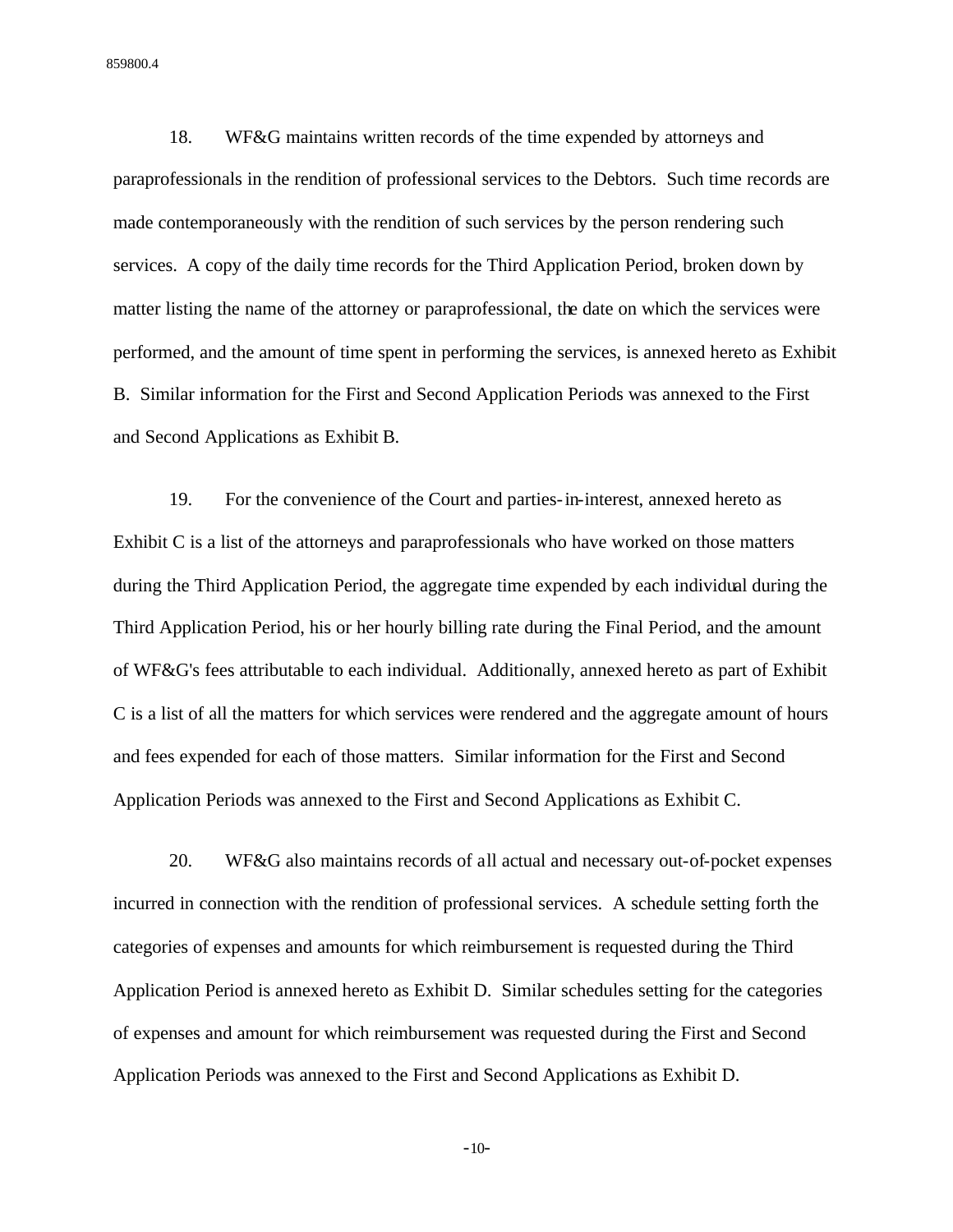18. WF&G maintains written records of the time expended by attorneys and paraprofessionals in the rendition of professional services to the Debtors. Such time records are made contemporaneously with the rendition of such services by the person rendering such services. A copy of the daily time records for the Third Application Period, broken down by matter listing the name of the attorney or paraprofessional, the date on which the services were performed, and the amount of time spent in performing the services, is annexed hereto as Exhibit B. Similar information for the First and Second Application Periods was annexed to the First and Second Applications as Exhibit B.

19. For the convenience of the Court and parties-in-interest, annexed hereto as Exhibit C is a list of the attorneys and paraprofessionals who have worked on those matters during the Third Application Period, the aggregate time expended by each individual during the Third Application Period, his or her hourly billing rate during the Final Period, and the amount of WF&G's fees attributable to each individual. Additionally, annexed hereto as part of Exhibit C is a list of all the matters for which services were rendered and the aggregate amount of hours and fees expended for each of those matters. Similar information for the First and Second Application Periods was annexed to the First and Second Applications as Exhibit C.

20. WF&G also maintains records of all actual and necessary out-of-pocket expenses incurred in connection with the rendition of professional services. A schedule setting forth the categories of expenses and amounts for which reimbursement is requested during the Third Application Period is annexed hereto as Exhibit D. Similar schedules setting for the categories of expenses and amount for which reimbursement was requested during the First and Second Application Periods was annexed to the First and Second Applications as Exhibit D.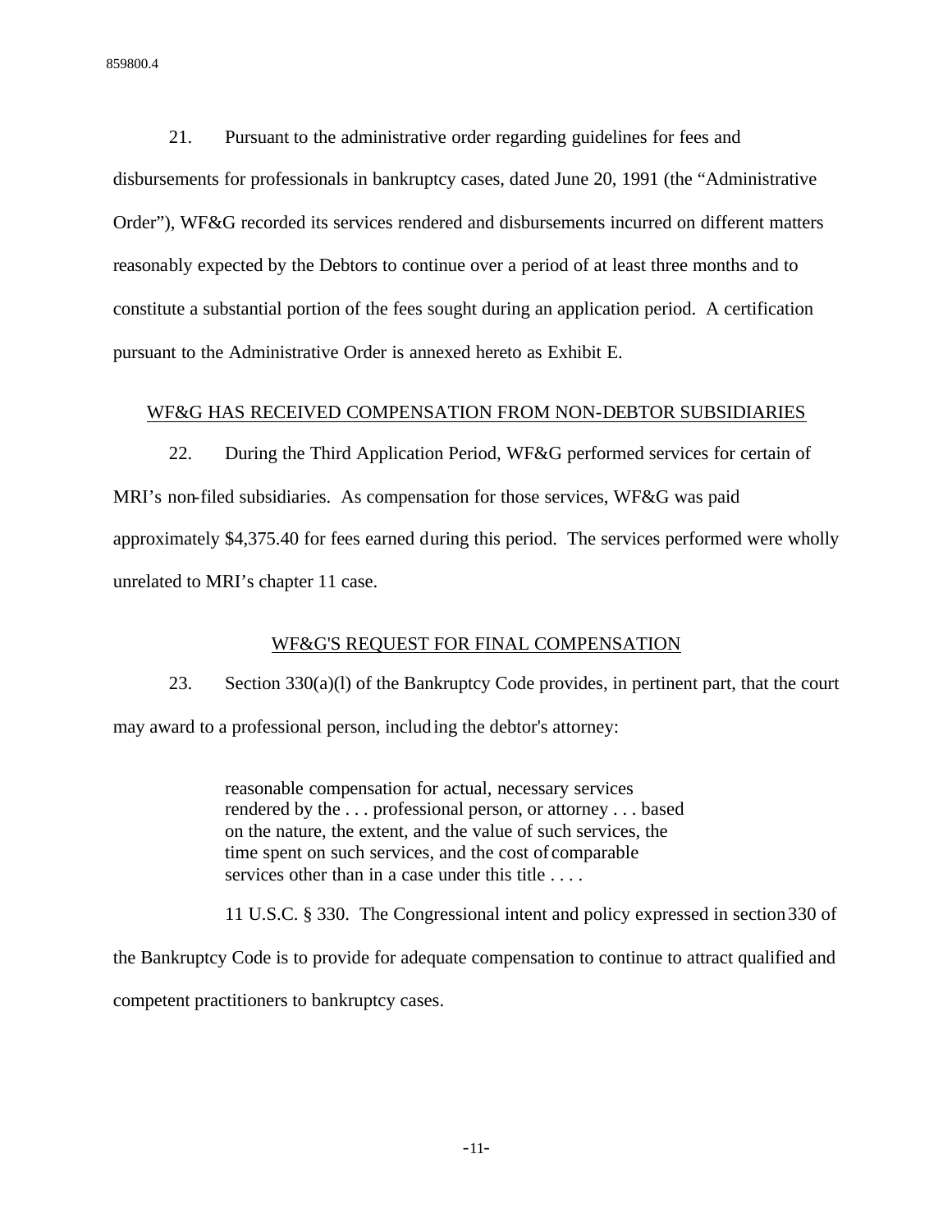21. Pursuant to the administrative order regarding guidelines for fees and disbursements for professionals in bankruptcy cases, dated June 20, 1991 (the "Administrative Order"), WF&G recorded its services rendered and disbursements incurred on different matters reasonably expected by the Debtors to continue over a period of at least three months and to constitute a substantial portion of the fees sought during an application period. A certification pursuant to the Administrative Order is annexed hereto as Exhibit E.

<u>WF&G HAS RECEIVED COMPENSATION FROM NON-DEBTOR SUBSIDIARIES</u>

22. During the Third Application Period, WF&G performed services for certain of MRI's non-filed subsidiaries. As compensation for those services, WF&G was paid approximately $4,375.40 for fees earned during this period. The services performed were wholly unrelated to MRI's chapter 11 case.

<u>WF&G'S REQUEST FOR FINAL COMPENSATION</u>

23. Section 330(a)(l) of the Bankruptcy Code provides, in pertinent part, that the court may award to a professional person, including the debtor's attorney:

> reasonable compensation for actual, necessary services rendered by the . . . professional person, or attorney . . . based on the nature, the extent, and the value of such services, the time spent on such services, and the cost of comparable services other than in a case under this title . . . .

11 U.S.C. § 330. The Congressional intent and policy expressed in section 330 of the Bankruptcy Code is to provide for adequate compensation to continue to attract qualified and competent practitioners to bankruptcy cases.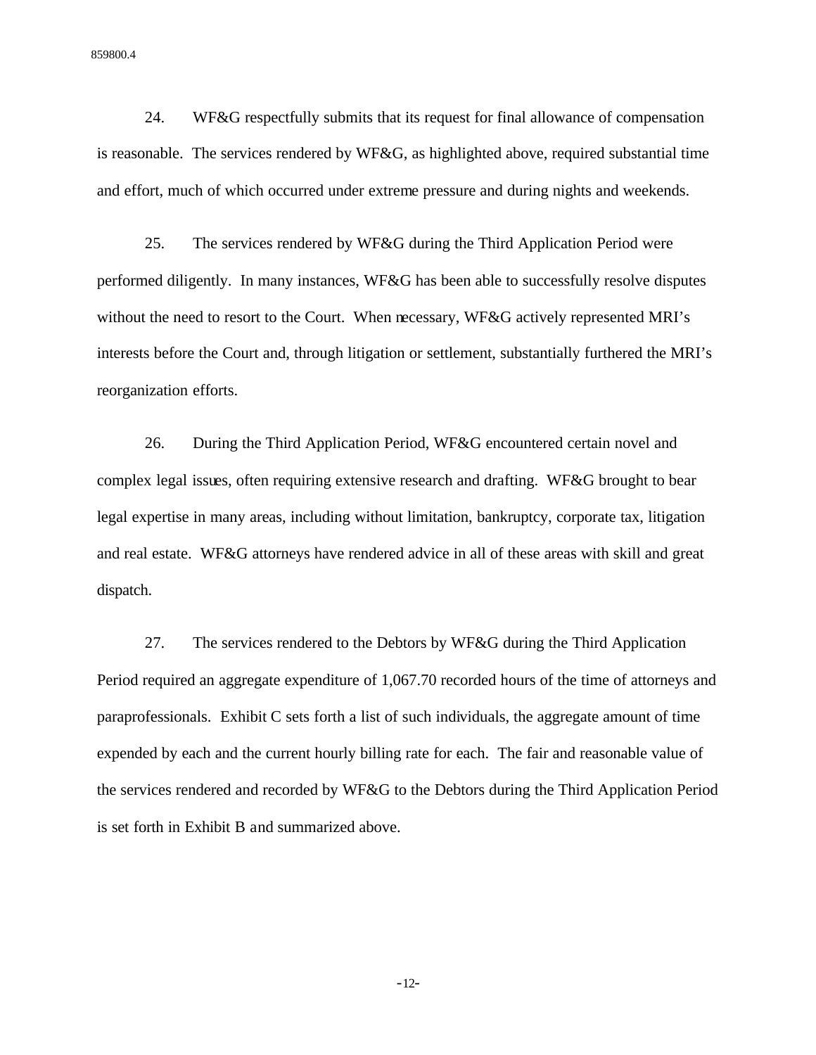24. WF&G respectfully submits that its request for final allowance of compensation is reasonable. The services rendered by WF&G, as highlighted above, required substantial time and effort, much of which occurred under extreme pressure and during nights and weekends.

25. The services rendered by WF&G during the Third Application Period were performed diligently. In many instances, WF&G has been able to successfully resolve disputes without the need to resort to the Court. When necessary, WF&G actively represented MRI's interests before the Court and, through litigation or settlement, substantially furthered the MRI's reorganization efforts.

26. During the Third Application Period, WF&G encountered certain novel and complex legal issues, often requiring extensive research and drafting. WF&G brought to bear legal expertise in many areas, including without limitation, bankruptcy, corporate tax, litigation and real estate. WF&G attorneys have rendered advice in all of these areas with skill and great dispatch.

27. The services rendered to the Debtors by WF&G during the Third Application Period required an aggregate expenditure of 1,067.70 recorded hours of the time of attorneys and paraprofessionals. Exhibit C sets forth a list of such individuals, the aggregate amount of time expended by each and the current hourly billing rate for each. The fair and reasonable value of the services rendered and recorded by WF&G to the Debtors during the Third Application Period is set forth in Exhibit B and summarized above.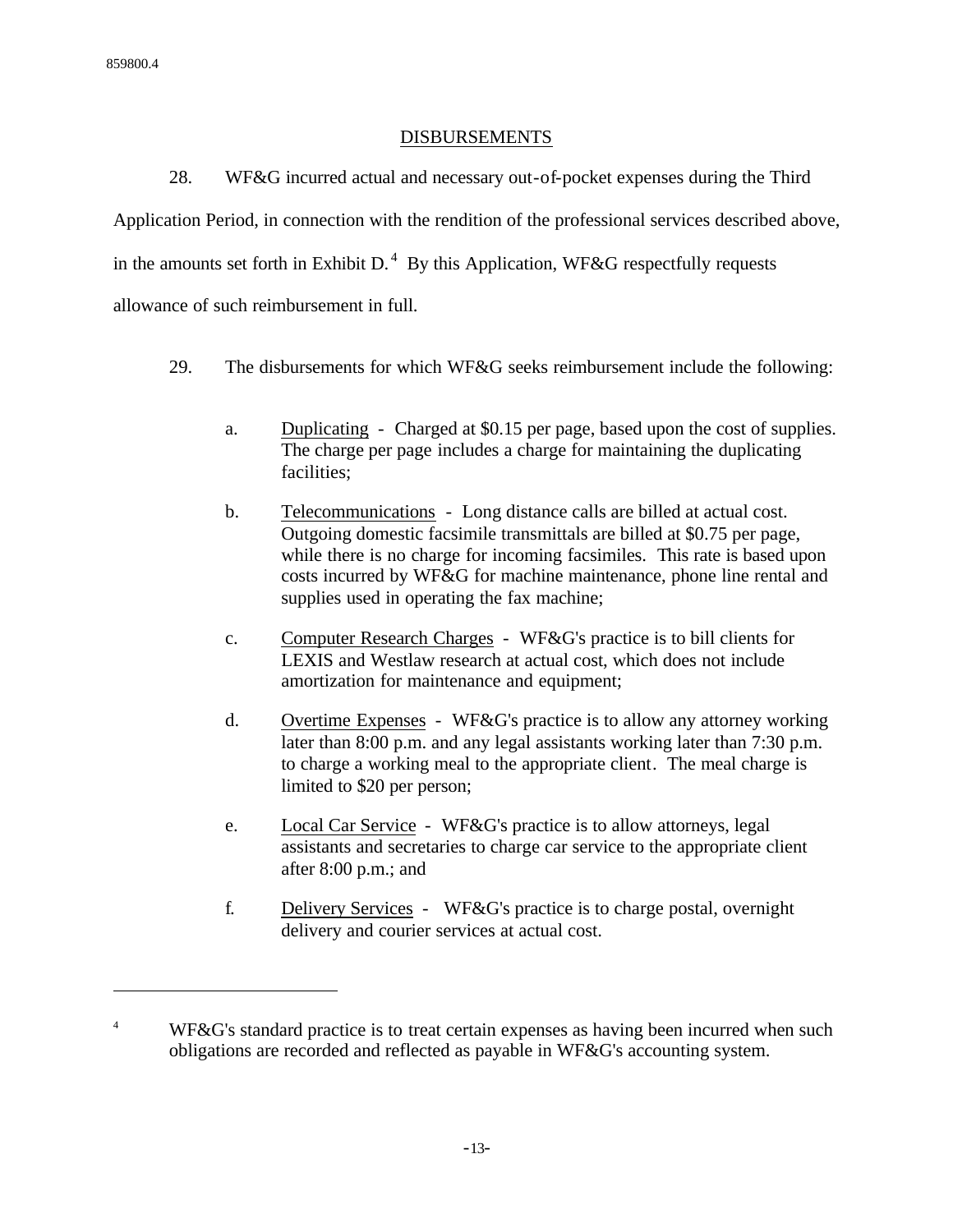## DISBURSEMENTS

28. WF&G incurred actual and necessary out-of-pocket expenses during the Third Application Period, in connection with the rendition of the professional services described above, in the amounts set forth in Exhibit D.[4] By this Application, WF&G respectfully requests allowance of such reimbursement in full.

29. The disbursements for which WF&G seeks reimbursement include the following:

a. Duplicating - Charged at $0.15 per page, based upon the cost of supplies. The charge per page includes a charge for maintaining the duplicating facilities;

b. Telecommunications - Long distance calls are billed at actual cost. Outgoing domestic facsimile transmittals are billed at $0.75 per page, while there is no charge for incoming facsimiles. This rate is based upon costs incurred by WF&G for machine maintenance, phone line rental and supplies used in operating the fax machine;

c. Computer Research Charges - WF&G's practice is to bill clients for LEXIS and Westlaw research at actual cost, which does not include amortization for maintenance and equipment;

d. Overtime Expenses - WF&G's practice is to allow any attorney working later than 8:00 p.m. and any legal assistants working later than 7:30 p.m. to charge a working meal to the appropriate client. The meal charge is limited to $20 per person;

e. Local Car Service - WF&G's practice is to allow attorneys, legal assistants and secretaries to charge car service to the appropriate client after 8:00 p.m.; and

f. Delivery Services - WF&G's practice is to charge postal, overnight delivery and courier services at actual cost.

---

[4] WF&G's standard practice is to treat certain expenses as having been incurred when such obligations are recorded and reflected as payable in WF&G's accounting system.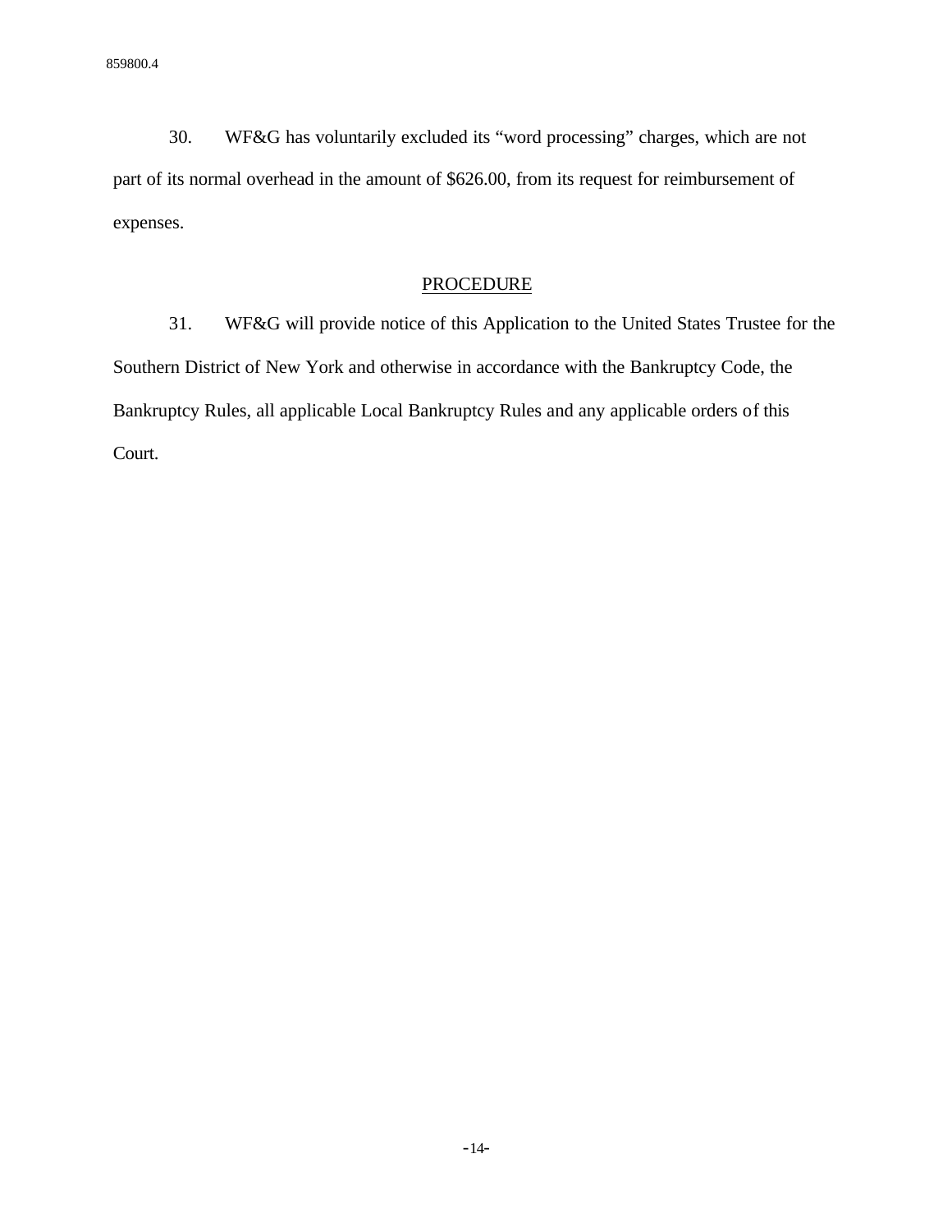30. WF&G has voluntarily excluded its "word processing" charges, which are not part of its normal overhead in the amount of $626.00, from its request for reimbursement of expenses.

## PROCEDURE

31. WF&G will provide notice of this Application to the United States Trustee for the Southern District of New York and otherwise in accordance with the Bankruptcy Code, the Bankruptcy Rules, all applicable Local Bankruptcy Rules and any applicable orders of this Court.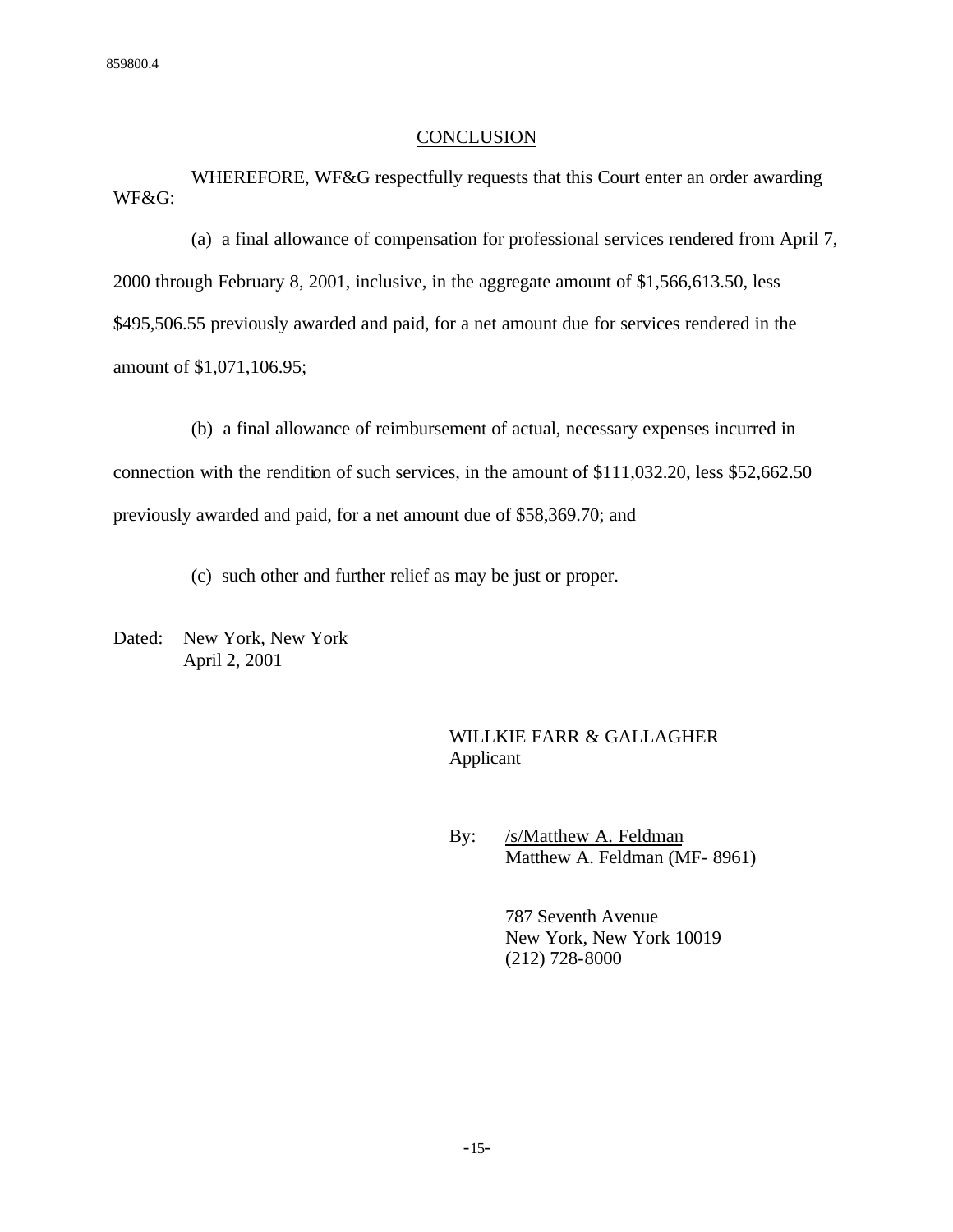## CONCLUSION

WHEREFORE, WF&G respectfully requests that this Court enter an order awarding WF&G:

(a) a final allowance of compensation for professional services rendered from April 7, 2000 through February 8, 2001, inclusive, in the aggregate amount of $1,566,613.50, less $495,506.55 previously awarded and paid, for a net amount due for services rendered in the amount of $1,071,106.95;

(b) a final allowance of reimbursement of actual, necessary expenses incurred in connection with the rendition of such services, in the amount of $111,032.20, less $52,662.50 previously awarded and paid, for a net amount due of $58,369.70; and

(c) such other and further relief as may be just or proper.

Dated: New York, New York
April 2, 2001

WILLKIE FARR & GALLAGHER
Applicant

By: /s/Matthew A. Feldman
Matthew A. Feldman (MF- 8961)

787 Seventh Avenue
New York, New York 10019
(212) 728-8000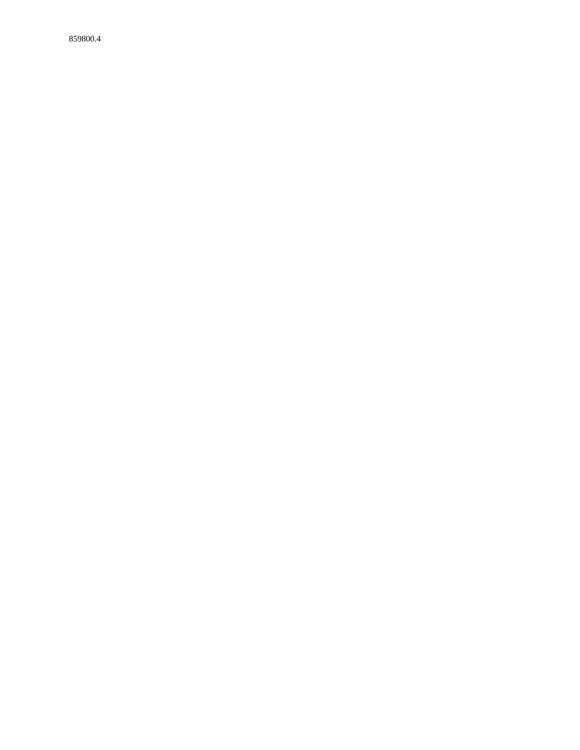859800.4